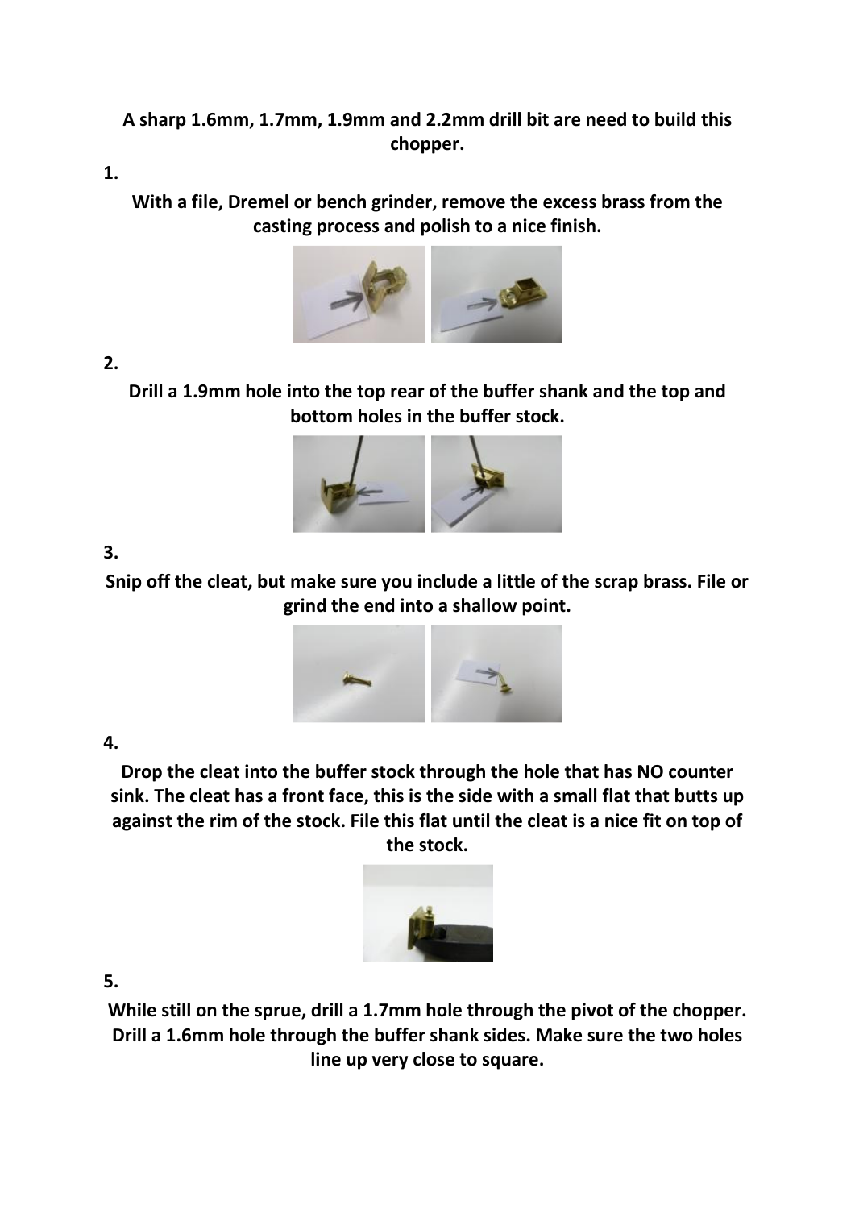**A sharp 1.6mm, 1.7mm, 1.9mm and 2.2mm drill bit are need to build this chopper.**

**1.**

**With a file, Dremel or bench grinder, remove the excess brass from the casting process and polish to a nice finish.**

**2.**

**Drill a 1.9mm hole into the top rear of the buffer shank and the top and bottom holes in the buffer stock.**

**3.**

**Snip off the cleat, but make sure you include a little of the scrap brass. File or grind the end into a shallow point.**

**4.**

**Drop the cleat into the buffer stock through the hole that has NO counter sink. The cleat has a front face, this is the side with a small flat that butts up against the rim of the stock. File this flat until the cleat is a nice fit on top of the stock.**

**5.**

**While still on the sprue, drill a 1.7mm hole through the pivot of the chopper. Drill a 1.6mm hole through the buffer shank sides. Make sure the two holes line up very close to square.**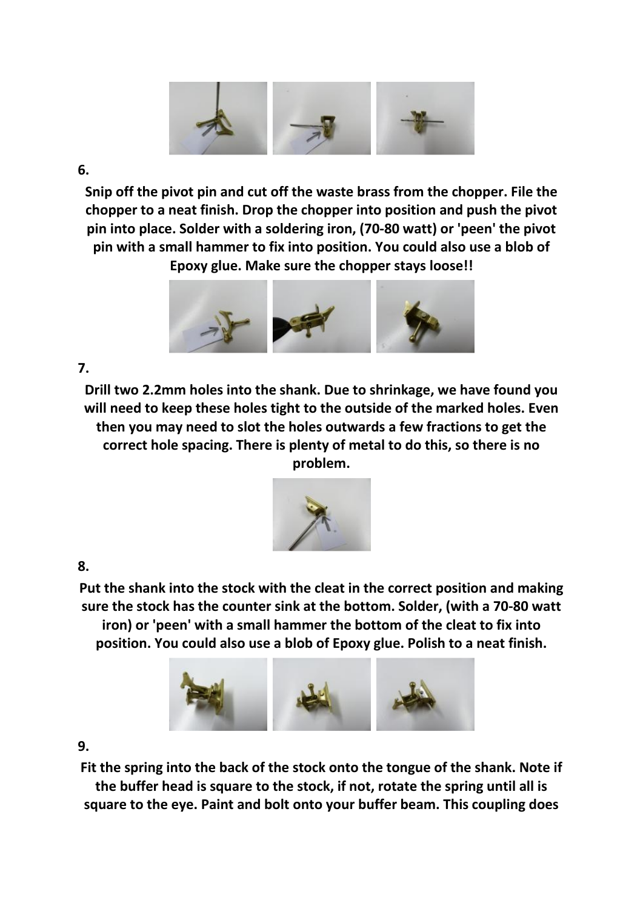6.

**Snip off the pivot pin and cut off the waste brass from the chopper. File the chopper to a neat finish. Drop the chopper into position and push the pivot pin into place. Solder with a soldering iron, (70-80 watt) or 'peen' the pivot pin with a small hammer to fix into position. You could also use a blob of Epoxy glue. Make sure the chopper stays loose!!**

7.

**Drill two 2.2mm holes into the shank. Due to shrinkage, we have found you will need to keep these holes tight to the outside of the marked holes. Even then you may need to slot the holes outwards a few fractions to get the correct hole spacing. There is plenty of metal to do this, so there is no problem.**

8.

**Put the shank into the stock with the cleat in the correct position and making sure the stock has the counter sink at the bottom. Solder, (with a 70-80 watt iron) or 'peen' with a small hammer the bottom of the cleat to fix into position. You could also use a blob of Epoxy glue. Polish to a neat finish.**

9.

**Fit the spring into the back of the stock onto the tongue of the shank. Note if the buffer head is square to the stock, if not, rotate the spring until all is square to the eye. Paint and bolt onto your buffer beam. This coupling does**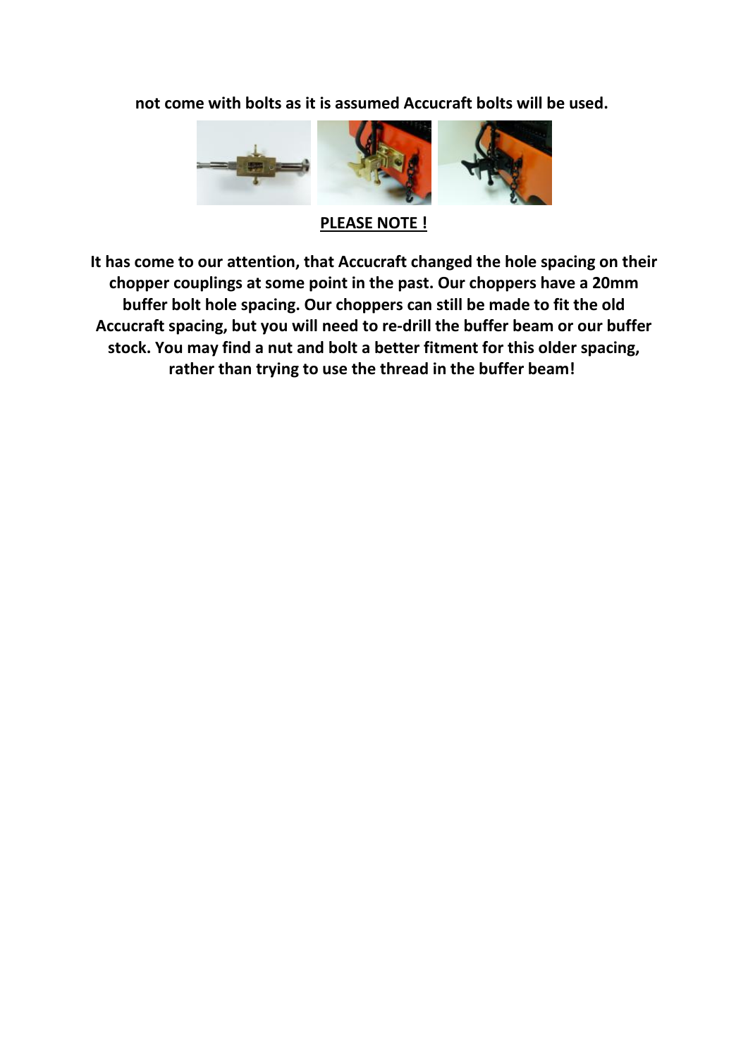**not come with bolts as it is assumed Accucraft bolts will be used.**

**PLEASE NOTE !**

**It has come to our attention, that Accucraft changed the hole spacing on their chopper couplings at some point in the past. Our choppers have a 20mm buffer bolt hole spacing. Our choppers can still be made to fit the old Accucraft spacing, but you will need to re-drill the buffer beam or our buffer stock. You may find a nut and bolt a better fitment for this older spacing, rather than trying to use the thread in the buffer beam!**